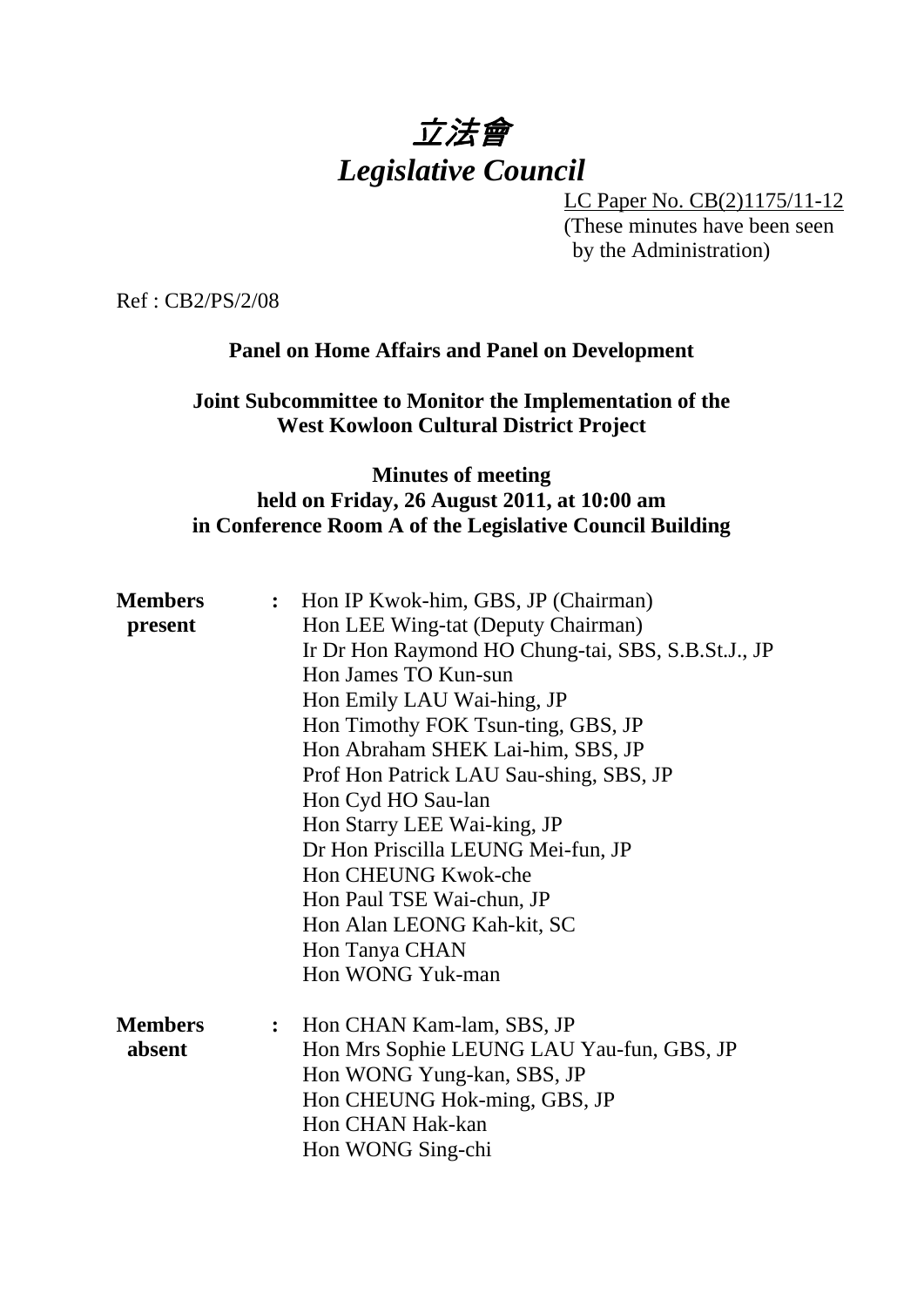# *立法會*
# *Legislative Council*

LC Paper No. CB(2)1175/11-12
(These minutes have been seen by the Administration)

Ref : CB2/PS/2/08

**Panel on Home Affairs and Panel on Development**

**Joint Subcommittee to Monitor the Implementation of the West Kowloon Cultural District Project**

**Minutes of meeting held on Friday, 26 August 2011, at 10:00 am in Conference Room A of the Legislative Council Building**

| | | |
|---|---|---|
| **Members present** | : | Hon IP Kwok-him, GBS, JP (Chairman)<br>Hon LEE Wing-tat (Deputy Chairman)<br>Ir Dr Hon Raymond HO Chung-tai, SBS, S.B.St.J., JP<br>Hon James TO Kun-sun<br>Hon Emily LAU Wai-hing, JP<br>Hon Timothy FOK Tsun-ting, GBS, JP<br>Hon Abraham SHEK Lai-him, SBS, JP<br>Prof Hon Patrick LAU Sau-shing, SBS, JP<br>Hon Cyd HO Sau-lan<br>Hon Starry LEE Wai-king, JP<br>Dr Hon Priscilla LEUNG Mei-fun, JP<br>Hon CHEUNG Kwok-che<br>Hon Paul TSE Wai-chun, JP<br>Hon Alan LEONG Kah-kit, SC<br>Hon Tanya CHAN<br>Hon WONG Yuk-man |
| **Members absent** | : | Hon CHAN Kam-lam, SBS, JP<br>Hon Mrs Sophie LEUNG LAU Yau-fun, GBS, JP<br>Hon WONG Yung-kan, SBS, JP<br>Hon CHEUNG Hok-ming, GBS, JP<br>Hon CHAN Hak-kan<br>Hon WONG Sing-chi |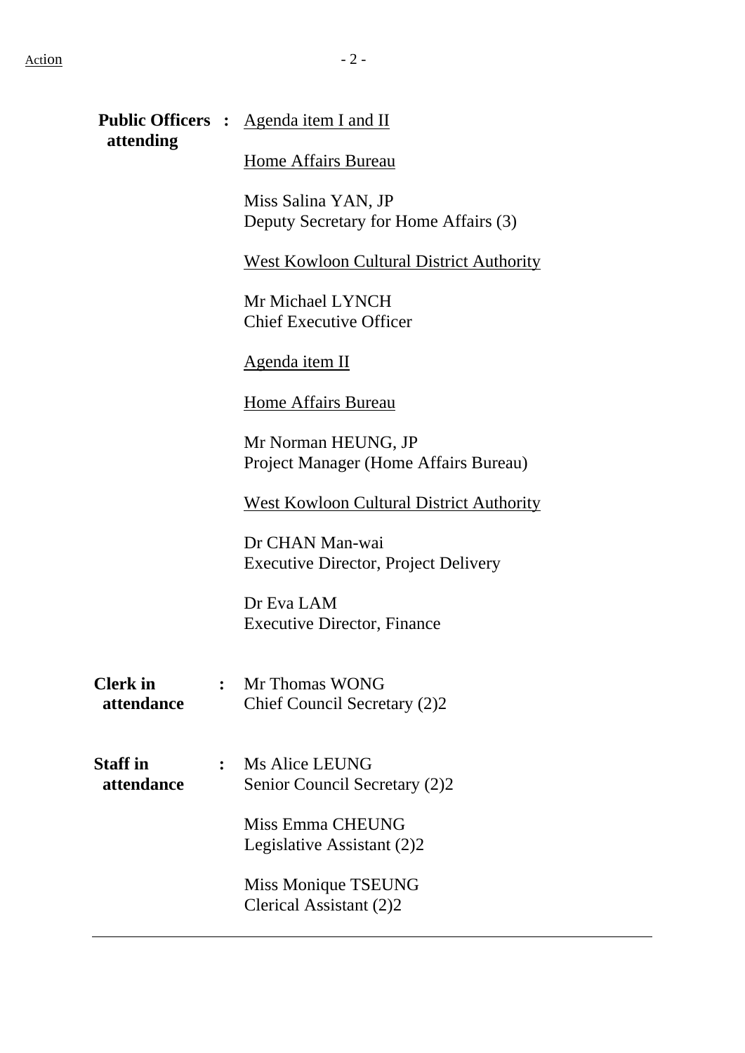**Public Officers attending** : <u>Agenda item I and II</u>

<u>Home Affairs Bureau</u>

Miss Salina YAN, JP
Deputy Secretary for Home Affairs (3)

<u>West Kowloon Cultural District Authority</u>

Mr Michael LYNCH
Chief Executive Officer

<u>Agenda item II</u>

<u>Home Affairs Bureau</u>

Mr Norman HEUNG, JP
Project Manager (Home Affairs Bureau)

<u>West Kowloon Cultural District Authority</u>

Dr CHAN Man-wai
Executive Director, Project Delivery

Dr Eva LAM
Executive Director, Finance

**Clerk in attendance** : Mr Thomas WONG
Chief Council Secretary (2)2

**Staff in attendance** : Ms Alice LEUNG
Senior Council Secretary (2)2

Miss Emma CHEUNG
Legislative Assistant (2)2

Miss Monique TSEUNG
Clerical Assistant (2)2

---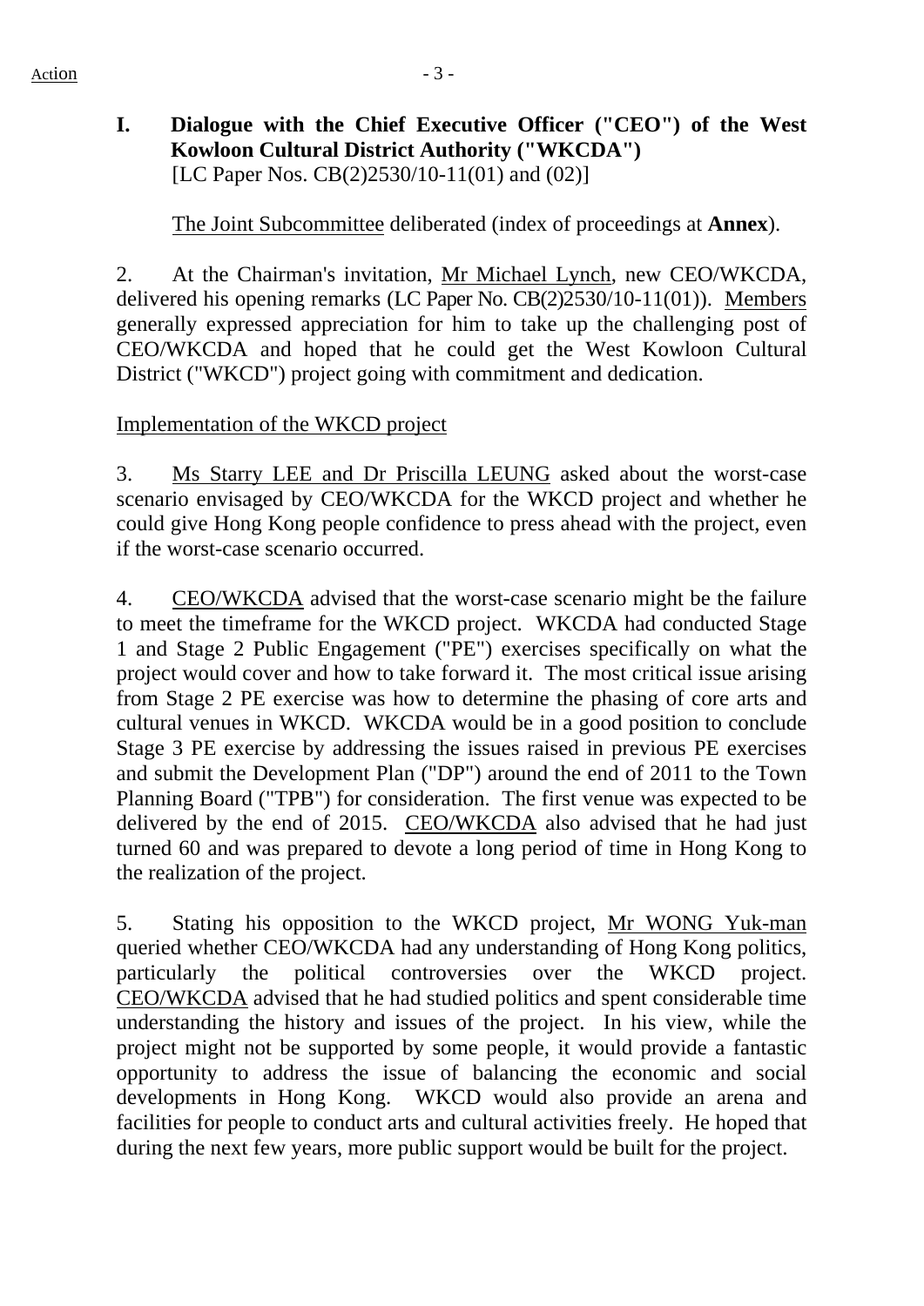## I. Dialogue with the Chief Executive Officer ("CEO") of the West Kowloon Cultural District Authority ("WKCDA")
[LC Paper Nos. CB(2)2530/10-11(01) and (02)]

The Joint Subcommittee deliberated (index of proceedings at **Annex**).

2. At the Chairman's invitation, Mr Michael Lynch, new CEO/WKCDA, delivered his opening remarks (LC Paper No. CB(2)2530/10-11(01)). Members generally expressed appreciation for him to take up the challenging post of CEO/WKCDA and hoped that he could get the West Kowloon Cultural District ("WKCD") project going with commitment and dedication.

Implementation of the WKCD project

3. Ms Starry LEE and Dr Priscilla LEUNG asked about the worst-case scenario envisaged by CEO/WKCDA for the WKCD project and whether he could give Hong Kong people confidence to press ahead with the project, even if the worst-case scenario occurred.

4. CEO/WKCDA advised that the worst-case scenario might be the failure to meet the timeframe for the WKCD project. WKCDA had conducted Stage 1 and Stage 2 Public Engagement ("PE") exercises specifically on what the project would cover and how to take forward it. The most critical issue arising from Stage 2 PE exercise was how to determine the phasing of core arts and cultural venues in WKCD. WKCDA would be in a good position to conclude Stage 3 PE exercise by addressing the issues raised in previous PE exercises and submit the Development Plan ("DP") around the end of 2011 to the Town Planning Board ("TPB") for consideration. The first venue was expected to be delivered by the end of 2015. CEO/WKCDA also advised that he had just turned 60 and was prepared to devote a long period of time in Hong Kong to the realization of the project.

5. Stating his opposition to the WKCD project, Mr WONG Yuk-man queried whether CEO/WKCDA had any understanding of Hong Kong politics, particularly the political controversies over the WKCD project. CEO/WKCDA advised that he had studied politics and spent considerable time understanding the history and issues of the project. In his view, while the project might not be supported by some people, it would provide a fantastic opportunity to address the issue of balancing the economic and social developments in Hong Kong. WKCD would also provide an arena and facilities for people to conduct arts and cultural activities freely. He hoped that during the next few years, more public support would be built for the project.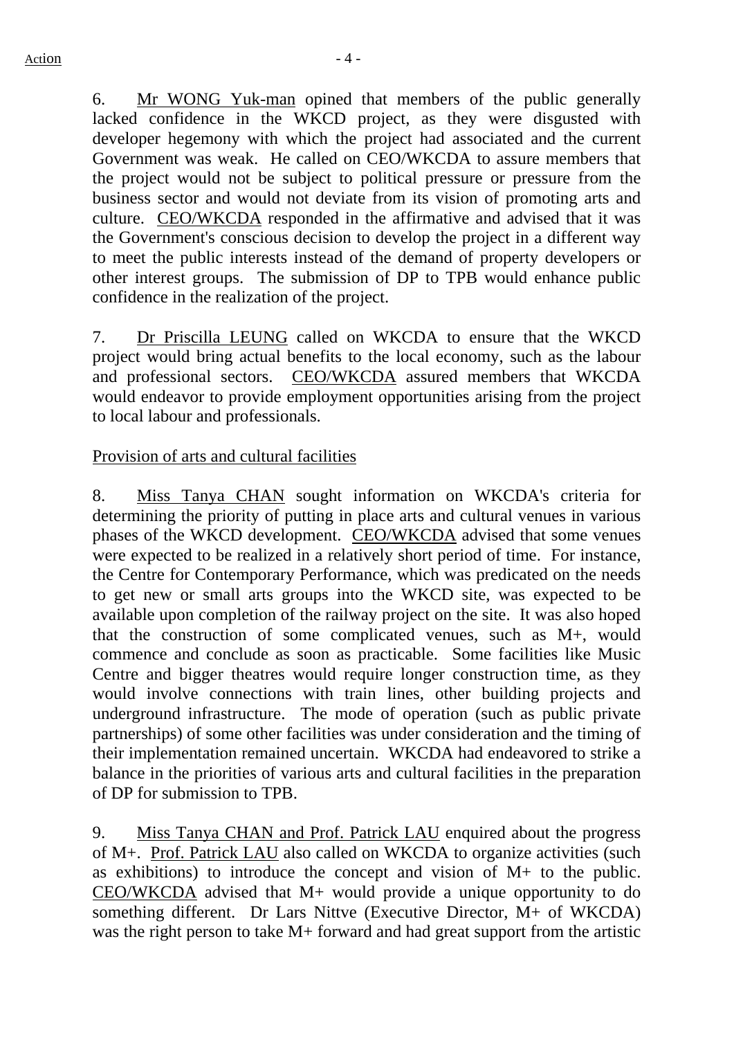6. Mr WONG Yuk-man opined that members of the public generally lacked confidence in the WKCD project, as they were disgusted with developer hegemony with which the project had associated and the current Government was weak. He called on CEO/WKCDA to assure members that the project would not be subject to political pressure or pressure from the business sector and would not deviate from its vision of promoting arts and culture. CEO/WKCDA responded in the affirmative and advised that it was the Government's conscious decision to develop the project in a different way to meet the public interests instead of the demand of property developers or other interest groups. The submission of DP to TPB would enhance public confidence in the realization of the project.

7. Dr Priscilla LEUNG called on WKCDA to ensure that the WKCD project would bring actual benefits to the local economy, such as the labour and professional sectors. CEO/WKCDA assured members that WKCDA would endeavor to provide employment opportunities arising from the project to local labour and professionals.

Provision of arts and cultural facilities

8. Miss Tanya CHAN sought information on WKCDA's criteria for determining the priority of putting in place arts and cultural venues in various phases of the WKCD development. CEO/WKCDA advised that some venues were expected to be realized in a relatively short period of time. For instance, the Centre for Contemporary Performance, which was predicated on the needs to get new or small arts groups into the WKCD site, was expected to be available upon completion of the railway project on the site. It was also hoped that the construction of some complicated venues, such as M+, would commence and conclude as soon as practicable. Some facilities like Music Centre and bigger theatres would require longer construction time, as they would involve connections with train lines, other building projects and underground infrastructure. The mode of operation (such as public private partnerships) of some other facilities was under consideration and the timing of their implementation remained uncertain. WKCDA had endeavored to strike a balance in the priorities of various arts and cultural facilities in the preparation of DP for submission to TPB.

9. Miss Tanya CHAN and Prof. Patrick LAU enquired about the progress of M+. Prof. Patrick LAU also called on WKCDA to organize activities (such as exhibitions) to introduce the concept and vision of M+ to the public. CEO/WKCDA advised that M+ would provide a unique opportunity to do something different. Dr Lars Nittve (Executive Director, M+ of WKCDA) was the right person to take M+ forward and had great support from the artistic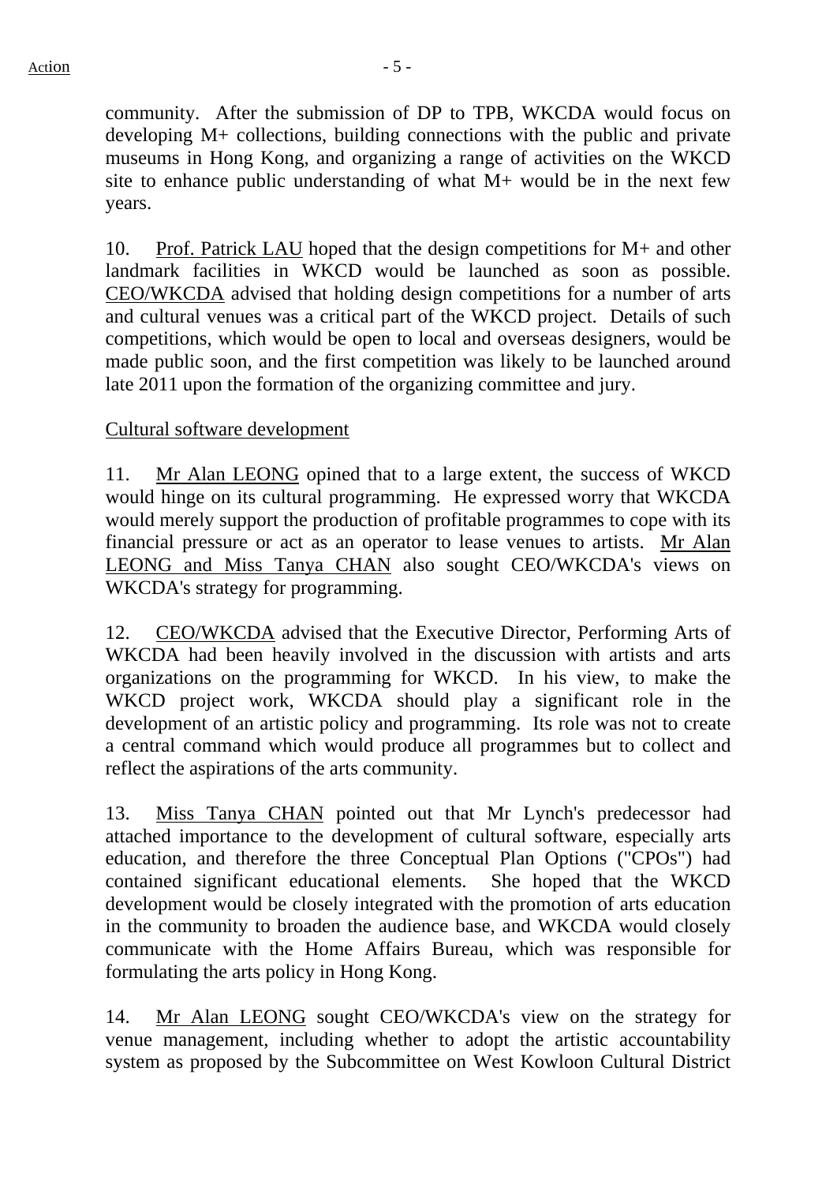community. After the submission of DP to TPB, WKCDA would focus on developing M+ collections, building connections with the public and private museums in Hong Kong, and organizing a range of activities on the WKCD site to enhance public understanding of what M+ would be in the next few years.

10. Prof. Patrick LAU hoped that the design competitions for M+ and other landmark facilities in WKCD would be launched as soon as possible. CEO/WKCDA advised that holding design competitions for a number of arts and cultural venues was a critical part of the WKCD project. Details of such competitions, which would be open to local and overseas designers, would be made public soon, and the first competition was likely to be launched around late 2011 upon the formation of the organizing committee and jury.

Cultural software development

11. Mr Alan LEONG opined that to a large extent, the success of WKCD would hinge on its cultural programming. He expressed worry that WKCDA would merely support the production of profitable programmes to cope with its financial pressure or act as an operator to lease venues to artists. Mr Alan LEONG and Miss Tanya CHAN also sought CEO/WKCDA's views on WKCDA's strategy for programming.

12. CEO/WKCDA advised that the Executive Director, Performing Arts of WKCDA had been heavily involved in the discussion with artists and arts organizations on the programming for WKCD. In his view, to make the WKCD project work, WKCDA should play a significant role in the development of an artistic policy and programming. Its role was not to create a central command which would produce all programmes but to collect and reflect the aspirations of the arts community.

13. Miss Tanya CHAN pointed out that Mr Lynch's predecessor had attached importance to the development of cultural software, especially arts education, and therefore the three Conceptual Plan Options ("CPOs") had contained significant educational elements. She hoped that the WKCD development would be closely integrated with the promotion of arts education in the community to broaden the audience base, and WKCDA would closely communicate with the Home Affairs Bureau, which was responsible for formulating the arts policy in Hong Kong.

14. Mr Alan LEONG sought CEO/WKCDA's view on the strategy for venue management, including whether to adopt the artistic accountability system as proposed by the Subcommittee on West Kowloon Cultural District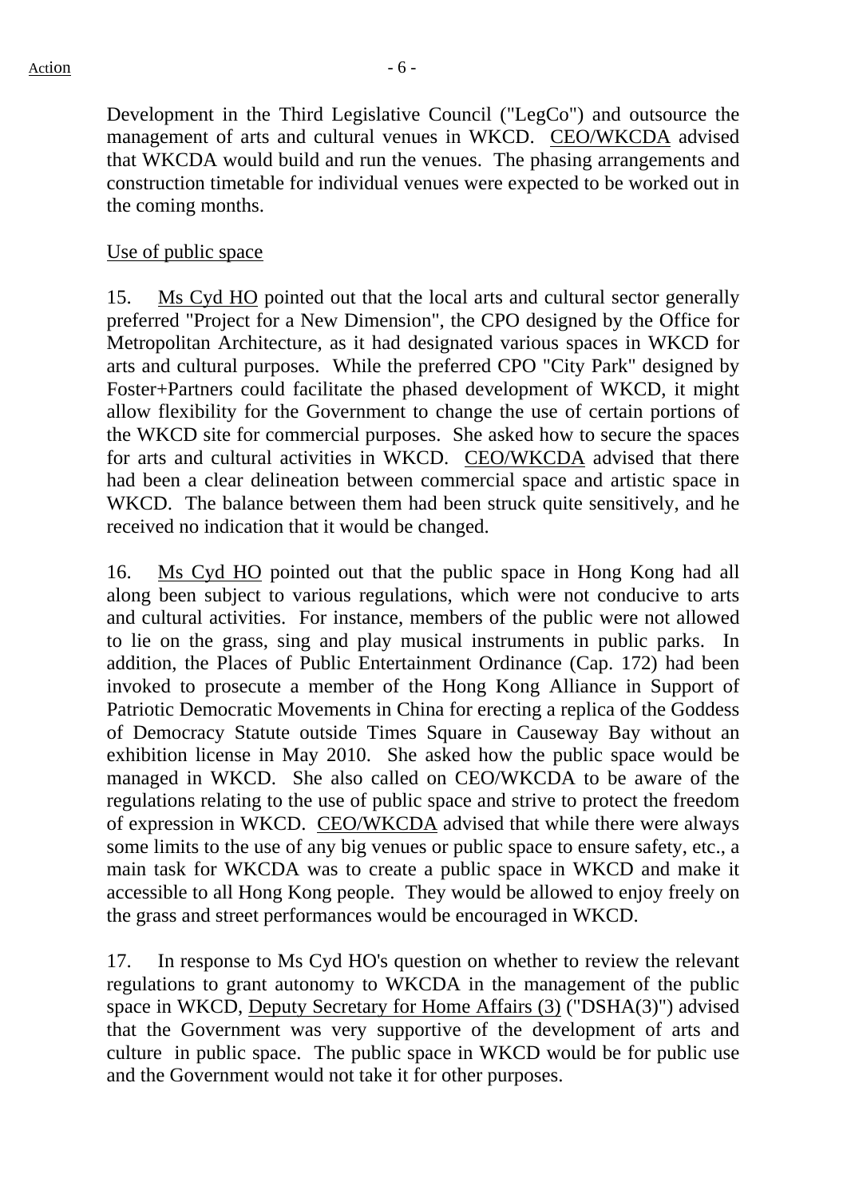Development in the Third Legislative Council ("LegCo") and outsource the management of arts and cultural venues in WKCD. CEO/WKCDA advised that WKCDA would build and run the venues. The phasing arrangements and construction timetable for individual venues were expected to be worked out in the coming months.

Use of public space

15. Ms Cyd HO pointed out that the local arts and cultural sector generally preferred "Project for a New Dimension", the CPO designed by the Office for Metropolitan Architecture, as it had designated various spaces in WKCD for arts and cultural purposes. While the preferred CPO "City Park" designed by Foster+Partners could facilitate the phased development of WKCD, it might allow flexibility for the Government to change the use of certain portions of the WKCD site for commercial purposes. She asked how to secure the spaces for arts and cultural activities in WKCD. CEO/WKCDA advised that there had been a clear delineation between commercial space and artistic space in WKCD. The balance between them had been struck quite sensitively, and he received no indication that it would be changed.

16. Ms Cyd HO pointed out that the public space in Hong Kong had all along been subject to various regulations, which were not conducive to arts and cultural activities. For instance, members of the public were not allowed to lie on the grass, sing and play musical instruments in public parks. In addition, the Places of Public Entertainment Ordinance (Cap. 172) had been invoked to prosecute a member of the Hong Kong Alliance in Support of Patriotic Democratic Movements in China for erecting a replica of the Goddess of Democracy Statute outside Times Square in Causeway Bay without an exhibition license in May 2010. She asked how the public space would be managed in WKCD. She also called on CEO/WKCDA to be aware of the regulations relating to the use of public space and strive to protect the freedom of expression in WKCD. CEO/WKCDA advised that while there were always some limits to the use of any big venues or public space to ensure safety, etc., a main task for WKCDA was to create a public space in WKCD and make it accessible to all Hong Kong people. They would be allowed to enjoy freely on the grass and street performances would be encouraged in WKCD.

17. In response to Ms Cyd HO's question on whether to review the relevant regulations to grant autonomy to WKCDA in the management of the public space in WKCD, Deputy Secretary for Home Affairs (3) ("DSHA(3)") advised that the Government was very supportive of the development of arts and culture in public space. The public space in WKCD would be for public use and the Government would not take it for other purposes.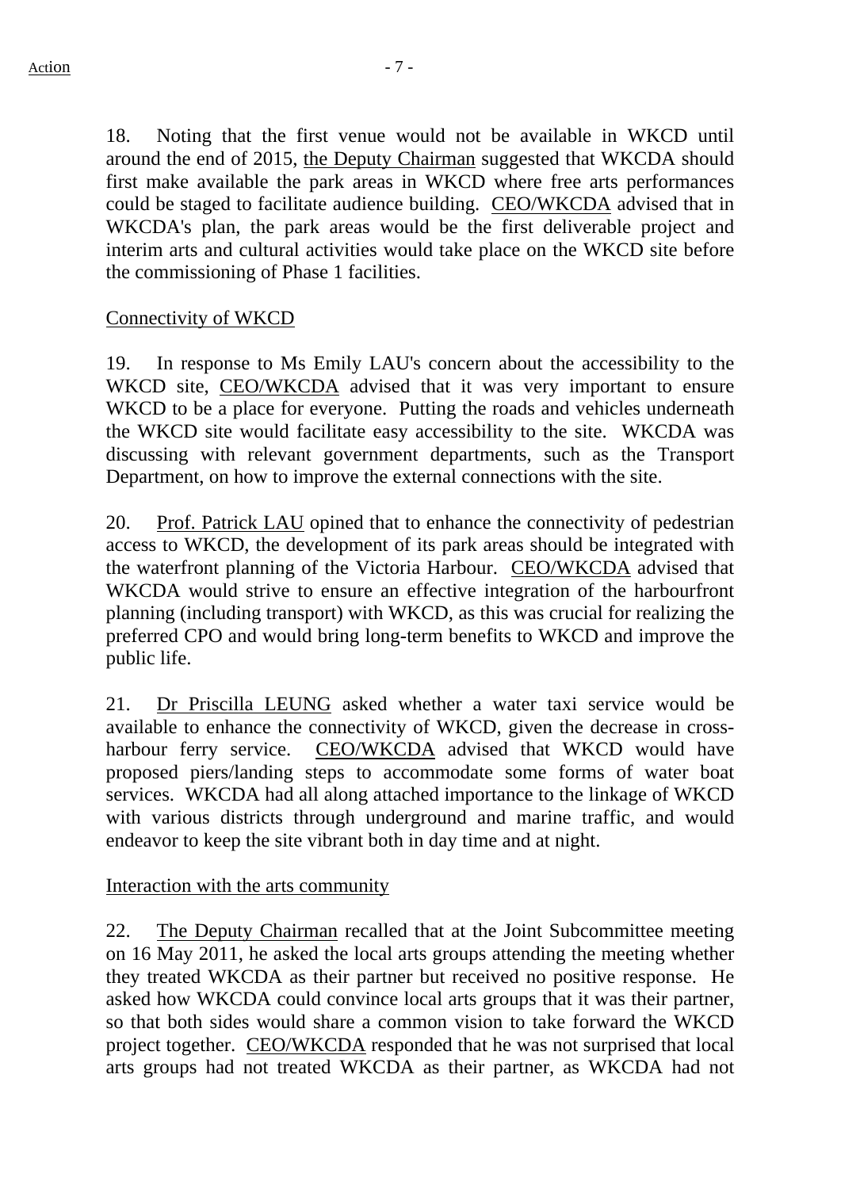18. Noting that the first venue would not be available in WKCD until around the end of 2015, the Deputy Chairman suggested that WKCDA should first make available the park areas in WKCD where free arts performances could be staged to facilitate audience building. CEO/WKCDA advised that in WKCDA's plan, the park areas would be the first deliverable project and interim arts and cultural activities would take place on the WKCD site before the commissioning of Phase 1 facilities.

Connectivity of WKCD

19. In response to Ms Emily LAU's concern about the accessibility to the WKCD site, CEO/WKCDA advised that it was very important to ensure WKCD to be a place for everyone. Putting the roads and vehicles underneath the WKCD site would facilitate easy accessibility to the site. WKCDA was discussing with relevant government departments, such as the Transport Department, on how to improve the external connections with the site.

20. Prof. Patrick LAU opined that to enhance the connectivity of pedestrian access to WKCD, the development of its park areas should be integrated with the waterfront planning of the Victoria Harbour. CEO/WKCDA advised that WKCDA would strive to ensure an effective integration of the harbourfront planning (including transport) with WKCD, as this was crucial for realizing the preferred CPO and would bring long-term benefits to WKCD and improve the public life.

21. Dr Priscilla LEUNG asked whether a water taxi service would be available to enhance the connectivity of WKCD, given the decrease in cross-harbour ferry service. CEO/WKCDA advised that WKCD would have proposed piers/landing steps to accommodate some forms of water boat services. WKCDA had all along attached importance to the linkage of WKCD with various districts through underground and marine traffic, and would endeavor to keep the site vibrant both in day time and at night.

Interaction with the arts community

22. The Deputy Chairman recalled that at the Joint Subcommittee meeting on 16 May 2011, he asked the local arts groups attending the meeting whether they treated WKCDA as their partner but received no positive response. He asked how WKCDA could convince local arts groups that it was their partner, so that both sides would share a common vision to take forward the WKCD project together. CEO/WKCDA responded that he was not surprised that local arts groups had not treated WKCDA as their partner, as WKCDA had not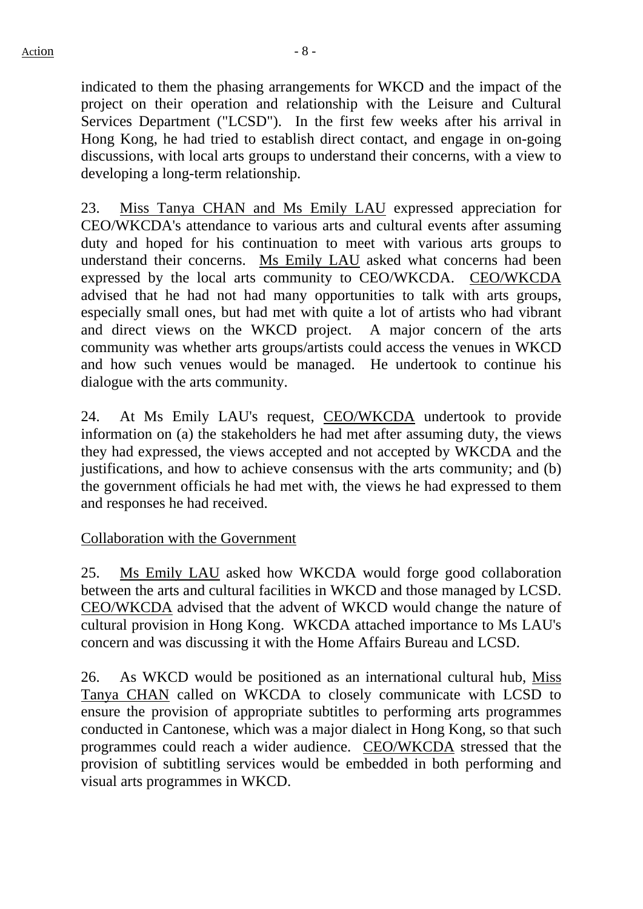indicated to them the phasing arrangements for WKCD and the impact of the project on their operation and relationship with the Leisure and Cultural Services Department ("LCSD"). In the first few weeks after his arrival in Hong Kong, he had tried to establish direct contact, and engage in on-going discussions, with local arts groups to understand their concerns, with a view to developing a long-term relationship.

23. Miss Tanya CHAN and Ms Emily LAU expressed appreciation for CEO/WKCDA's attendance to various arts and cultural events after assuming duty and hoped for his continuation to meet with various arts groups to understand their concerns. Ms Emily LAU asked what concerns had been expressed by the local arts community to CEO/WKCDA. CEO/WKCDA advised that he had not had many opportunities to talk with arts groups, especially small ones, but had met with quite a lot of artists who had vibrant and direct views on the WKCD project. A major concern of the arts community was whether arts groups/artists could access the venues in WKCD and how such venues would be managed. He undertook to continue his dialogue with the arts community.

24. At Ms Emily LAU's request, CEO/WKCDA undertook to provide information on (a) the stakeholders he had met after assuming duty, the views they had expressed, the views accepted and not accepted by WKCDA and the justifications, and how to achieve consensus with the arts community; and (b) the government officials he had met with, the views he had expressed to them and responses he had received.

Collaboration with the Government

25. Ms Emily LAU asked how WKCDA would forge good collaboration between the arts and cultural facilities in WKCD and those managed by LCSD. CEO/WKCDA advised that the advent of WKCD would change the nature of cultural provision in Hong Kong. WKCDA attached importance to Ms LAU's concern and was discussing it with the Home Affairs Bureau and LCSD.

26. As WKCD would be positioned as an international cultural hub, Miss Tanya CHAN called on WKCDA to closely communicate with LCSD to ensure the provision of appropriate subtitles to performing arts programmes conducted in Cantonese, which was a major dialect in Hong Kong, so that such programmes could reach a wider audience. CEO/WKCDA stressed that the provision of subtitling services would be embedded in both performing and visual arts programmes in WKCD.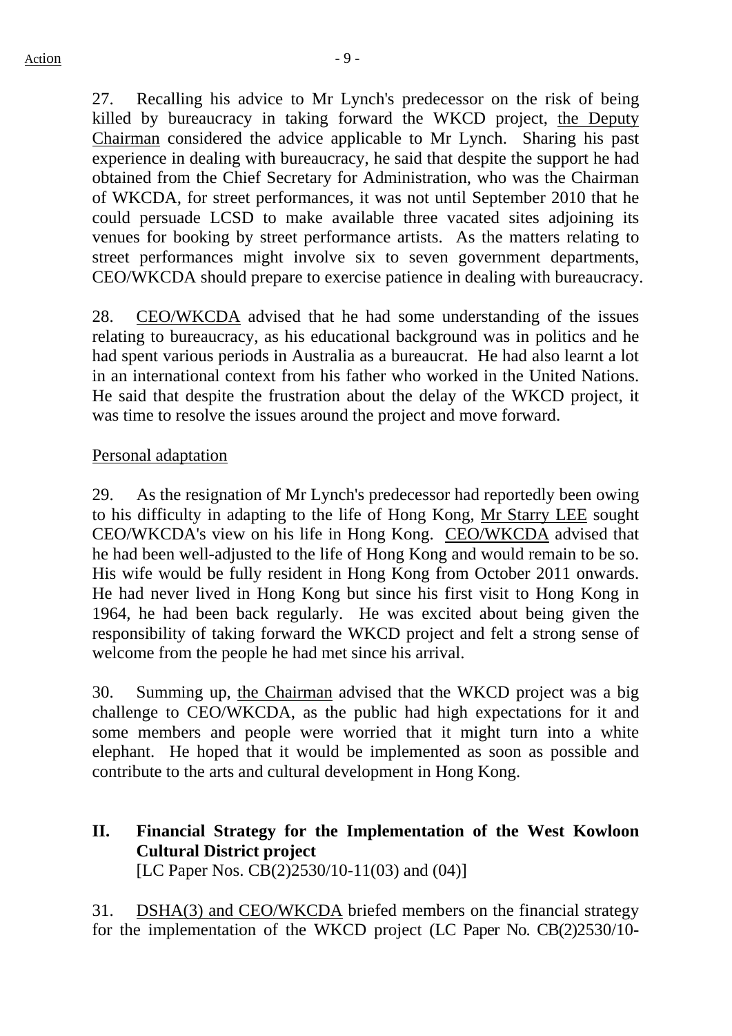27. Recalling his advice to Mr Lynch's predecessor on the risk of being killed by bureaucracy in taking forward the WKCD project, the Deputy Chairman considered the advice applicable to Mr Lynch. Sharing his past experience in dealing with bureaucracy, he said that despite the support he had obtained from the Chief Secretary for Administration, who was the Chairman of WKCDA, for street performances, it was not until September 2010 that he could persuade LCSD to make available three vacated sites adjoining its venues for booking by street performance artists. As the matters relating to street performances might involve six to seven government departments, CEO/WKCDA should prepare to exercise patience in dealing with bureaucracy.

28. CEO/WKCDA advised that he had some understanding of the issues relating to bureaucracy, as his educational background was in politics and he had spent various periods in Australia as a bureaucrat. He had also learnt a lot in an international context from his father who worked in the United Nations. He said that despite the frustration about the delay of the WKCD project, it was time to resolve the issues around the project and move forward.

Personal adaptation

29. As the resignation of Mr Lynch's predecessor had reportedly been owing to his difficulty in adapting to the life of Hong Kong, Mr Starry LEE sought CEO/WKCDA's view on his life in Hong Kong. CEO/WKCDA advised that he had been well-adjusted to the life of Hong Kong and would remain to be so. His wife would be fully resident in Hong Kong from October 2011 onwards. He had never lived in Hong Kong but since his first visit to Hong Kong in 1964, he had been back regularly. He was excited about being given the responsibility of taking forward the WKCD project and felt a strong sense of welcome from the people he had met since his arrival.

30. Summing up, the Chairman advised that the WKCD project was a big challenge to CEO/WKCDA, as the public had high expectations for it and some members and people were worried that it might turn into a white elephant. He hoped that it would be implemented as soon as possible and contribute to the arts and cultural development in Hong Kong.

## II. Financial Strategy for the Implementation of the West Kowloon Cultural District project

[LC Paper Nos. CB(2)2530/10-11(03) and (04)]

31. DSHA(3) and CEO/WKCDA briefed members on the financial strategy for the implementation of the WKCD project (LC Paper No. CB(2)2530/10-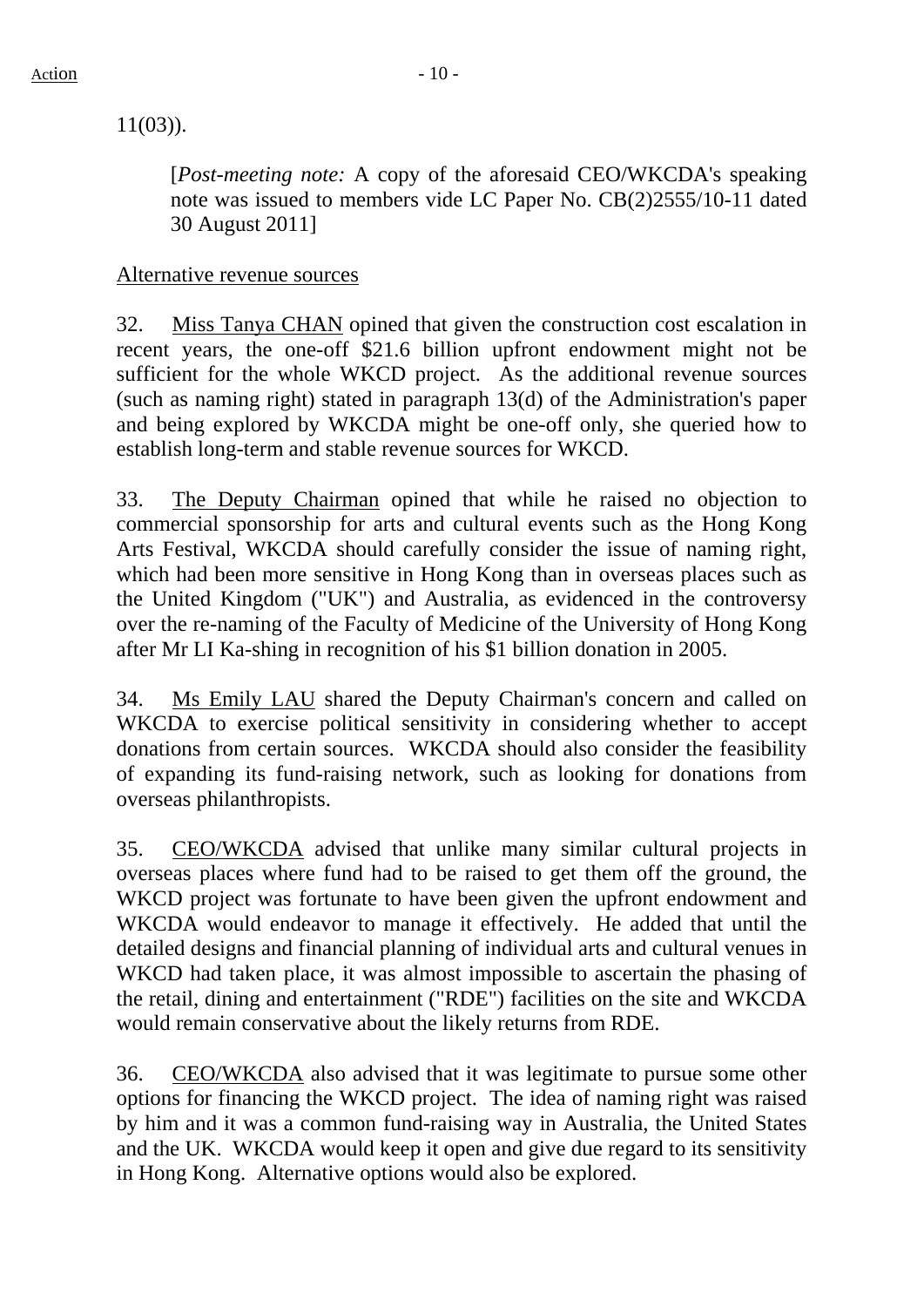11(03)).

[*Post-meeting note:* A copy of the aforesaid CEO/WKCDA's speaking note was issued to members vide LC Paper No. CB(2)2555/10-11 dated 30 August 2011]

Alternative revenue sources

32. Miss Tanya CHAN opined that given the construction cost escalation in recent years, the one-off $21.6 billion upfront endowment might not be sufficient for the whole WKCD project. As the additional revenue sources (such as naming right) stated in paragraph 13(d) of the Administration's paper and being explored by WKCDA might be one-off only, she queried how to establish long-term and stable revenue sources for WKCD.

33. The Deputy Chairman opined that while he raised no objection to commercial sponsorship for arts and cultural events such as the Hong Kong Arts Festival, WKCDA should carefully consider the issue of naming right, which had been more sensitive in Hong Kong than in overseas places such as the United Kingdom ("UK") and Australia, as evidenced in the controversy over the re-naming of the Faculty of Medicine of the University of Hong Kong after Mr LI Ka-shing in recognition of his $1 billion donation in 2005.

34. Ms Emily LAU shared the Deputy Chairman's concern and called on WKCDA to exercise political sensitivity in considering whether to accept donations from certain sources. WKCDA should also consider the feasibility of expanding its fund-raising network, such as looking for donations from overseas philanthropists.

35. CEO/WKCDA advised that unlike many similar cultural projects in overseas places where fund had to be raised to get them off the ground, the WKCD project was fortunate to have been given the upfront endowment and WKCDA would endeavor to manage it effectively. He added that until the detailed designs and financial planning of individual arts and cultural venues in WKCD had taken place, it was almost impossible to ascertain the phasing of the retail, dining and entertainment ("RDE") facilities on the site and WKCDA would remain conservative about the likely returns from RDE.

36. CEO/WKCDA also advised that it was legitimate to pursue some other options for financing the WKCD project. The idea of naming right was raised by him and it was a common fund-raising way in Australia, the United States and the UK. WKCDA would keep it open and give due regard to its sensitivity in Hong Kong. Alternative options would also be explored.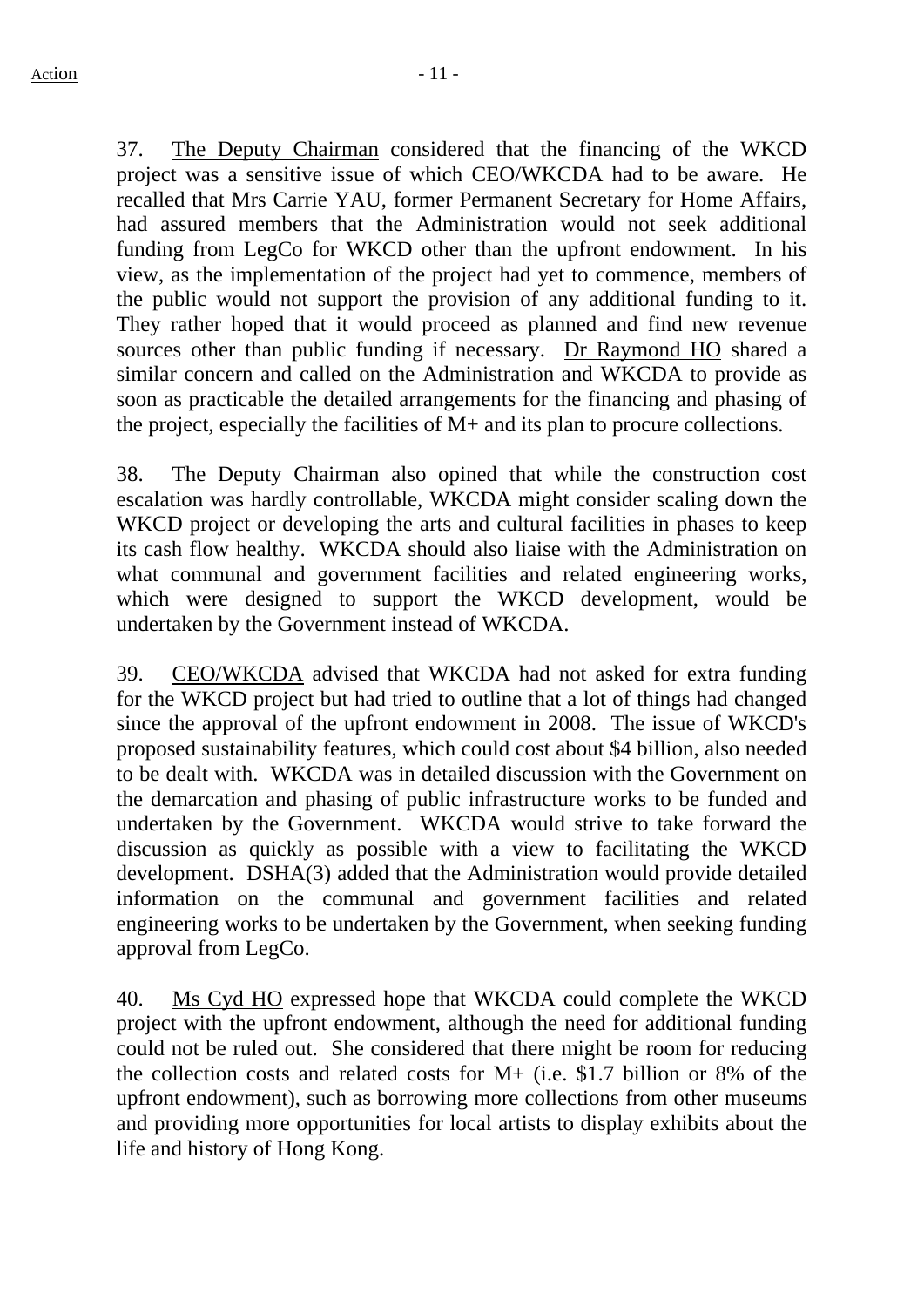37. The Deputy Chairman considered that the financing of the WKCD project was a sensitive issue of which CEO/WKCDA had to be aware. He recalled that Mrs Carrie YAU, former Permanent Secretary for Home Affairs, had assured members that the Administration would not seek additional funding from LegCo for WKCD other than the upfront endowment. In his view, as the implementation of the project had yet to commence, members of the public would not support the provision of any additional funding to it. They rather hoped that it would proceed as planned and find new revenue sources other than public funding if necessary. Dr Raymond HO shared a similar concern and called on the Administration and WKCDA to provide as soon as practicable the detailed arrangements for the financing and phasing of the project, especially the facilities of M+ and its plan to procure collections.

38. The Deputy Chairman also opined that while the construction cost escalation was hardly controllable, WKCDA might consider scaling down the WKCD project or developing the arts and cultural facilities in phases to keep its cash flow healthy. WKCDA should also liaise with the Administration on what communal and government facilities and related engineering works, which were designed to support the WKCD development, would be undertaken by the Government instead of WKCDA.

39. CEO/WKCDA advised that WKCDA had not asked for extra funding for the WKCD project but had tried to outline that a lot of things had changed since the approval of the upfront endowment in 2008. The issue of WKCD's proposed sustainability features, which could cost about $4 billion, also needed to be dealt with. WKCDA was in detailed discussion with the Government on the demarcation and phasing of public infrastructure works to be funded and undertaken by the Government. WKCDA would strive to take forward the discussion as quickly as possible with a view to facilitating the WKCD development. DSHA(3) added that the Administration would provide detailed information on the communal and government facilities and related engineering works to be undertaken by the Government, when seeking funding approval from LegCo.

40. Ms Cyd HO expressed hope that WKCDA could complete the WKCD project with the upfront endowment, although the need for additional funding could not be ruled out. She considered that there might be room for reducing the collection costs and related costs for M+ (i.e. $1.7 billion or 8% of the upfront endowment), such as borrowing more collections from other museums and providing more opportunities for local artists to display exhibits about the life and history of Hong Kong.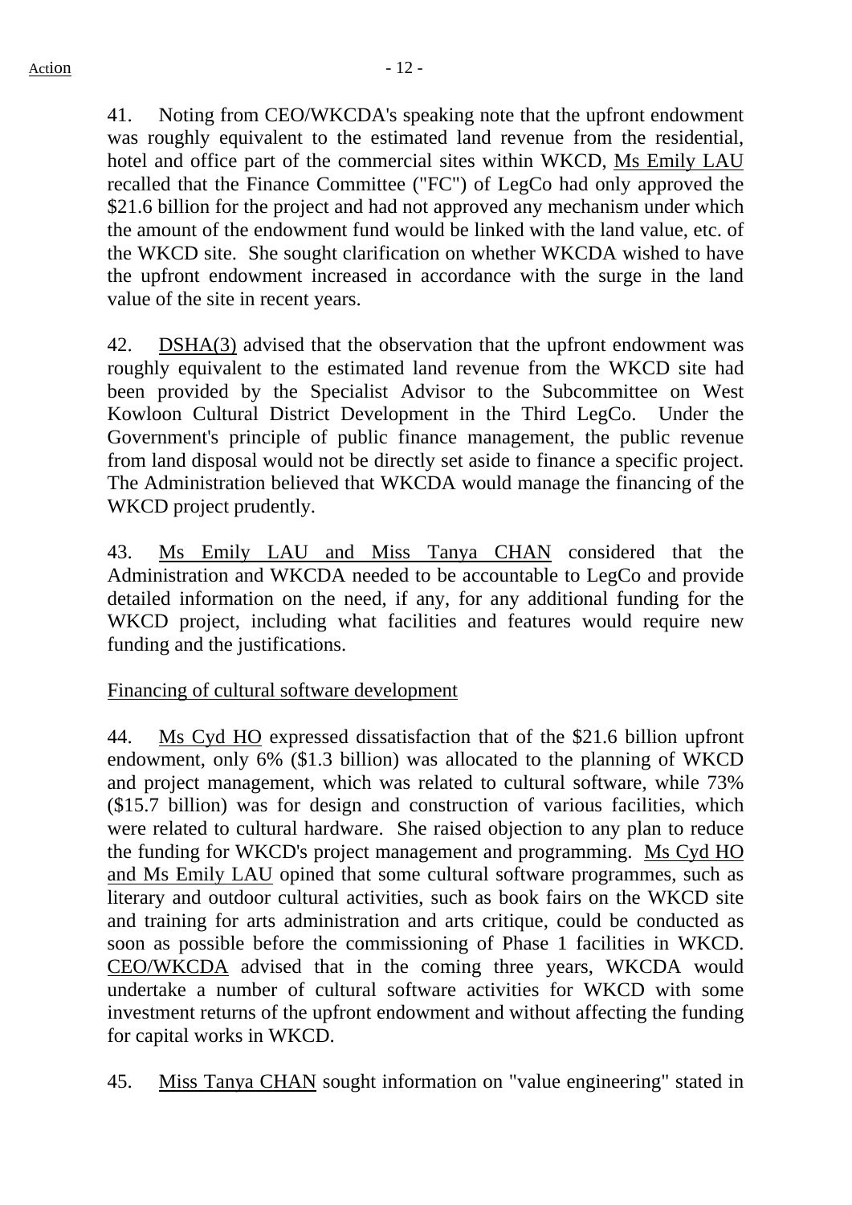41. Noting from CEO/WKCDA's speaking note that the upfront endowment was roughly equivalent to the estimated land revenue from the residential, hotel and office part of the commercial sites within WKCD, Ms Emily LAU recalled that the Finance Committee ("FC") of LegCo had only approved the $21.6 billion for the project and had not approved any mechanism under which the amount of the endowment fund would be linked with the land value, etc. of the WKCD site. She sought clarification on whether WKCDA wished to have the upfront endowment increased in accordance with the surge in the land value of the site in recent years.

42. DSHA(3) advised that the observation that the upfront endowment was roughly equivalent to the estimated land revenue from the WKCD site had been provided by the Specialist Advisor to the Subcommittee on West Kowloon Cultural District Development in the Third LegCo. Under the Government's principle of public finance management, the public revenue from land disposal would not be directly set aside to finance a specific project. The Administration believed that WKCDA would manage the financing of the WKCD project prudently.

43. Ms Emily LAU and Miss Tanya CHAN considered that the Administration and WKCDA needed to be accountable to LegCo and provide detailed information on the need, if any, for any additional funding for the WKCD project, including what facilities and features would require new funding and the justifications.

Financing of cultural software development

44. Ms Cyd HO expressed dissatisfaction that of the $21.6 billion upfront endowment, only 6% ($1.3 billion) was allocated to the planning of WKCD and project management, which was related to cultural software, while 73% ($15.7 billion) was for design and construction of various facilities, which were related to cultural hardware. She raised objection to any plan to reduce the funding for WKCD's project management and programming. Ms Cyd HO and Ms Emily LAU opined that some cultural software programmes, such as literary and outdoor cultural activities, such as book fairs on the WKCD site and training for arts administration and arts critique, could be conducted as soon as possible before the commissioning of Phase 1 facilities in WKCD. CEO/WKCDA advised that in the coming three years, WKCDA would undertake a number of cultural software activities for WKCD with some investment returns of the upfront endowment and without affecting the funding for capital works in WKCD.

45. Miss Tanya CHAN sought information on "value engineering" stated in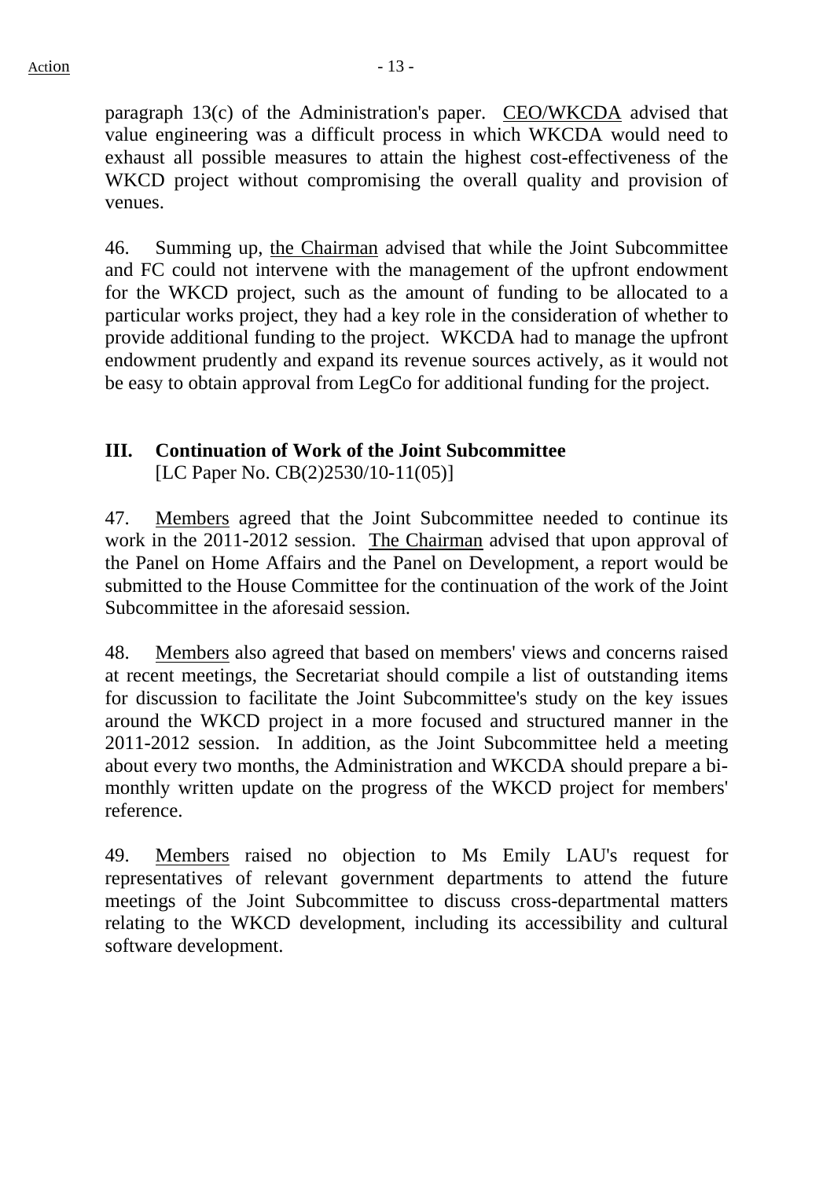paragraph 13(c) of the Administration's paper. CEO/WKCDA advised that value engineering was a difficult process in which WKCDA would need to exhaust all possible measures to attain the highest cost-effectiveness of the WKCD project without compromising the overall quality and provision of venues.

46. Summing up, the Chairman advised that while the Joint Subcommittee and FC could not intervene with the management of the upfront endowment for the WKCD project, such as the amount of funding to be allocated to a particular works project, they had a key role in the consideration of whether to provide additional funding to the project. WKCDA had to manage the upfront endowment prudently and expand its revenue sources actively, as it would not be easy to obtain approval from LegCo for additional funding for the project.

## III. Continuation of Work of the Joint Subcommittee

[LC Paper No. CB(2)2530/10-11(05)]

47. Members agreed that the Joint Subcommittee needed to continue its work in the 2011-2012 session. The Chairman advised that upon approval of the Panel on Home Affairs and the Panel on Development, a report would be submitted to the House Committee for the continuation of the work of the Joint Subcommittee in the aforesaid session.

48. Members also agreed that based on members' views and concerns raised at recent meetings, the Secretariat should compile a list of outstanding items for discussion to facilitate the Joint Subcommittee's study on the key issues around the WKCD project in a more focused and structured manner in the 2011-2012 session. In addition, as the Joint Subcommittee held a meeting about every two months, the Administration and WKCDA should prepare a bi-monthly written update on the progress of the WKCD project for members' reference.

49. Members raised no objection to Ms Emily LAU's request for representatives of relevant government departments to attend the future meetings of the Joint Subcommittee to discuss cross-departmental matters relating to the WKCD development, including its accessibility and cultural software development.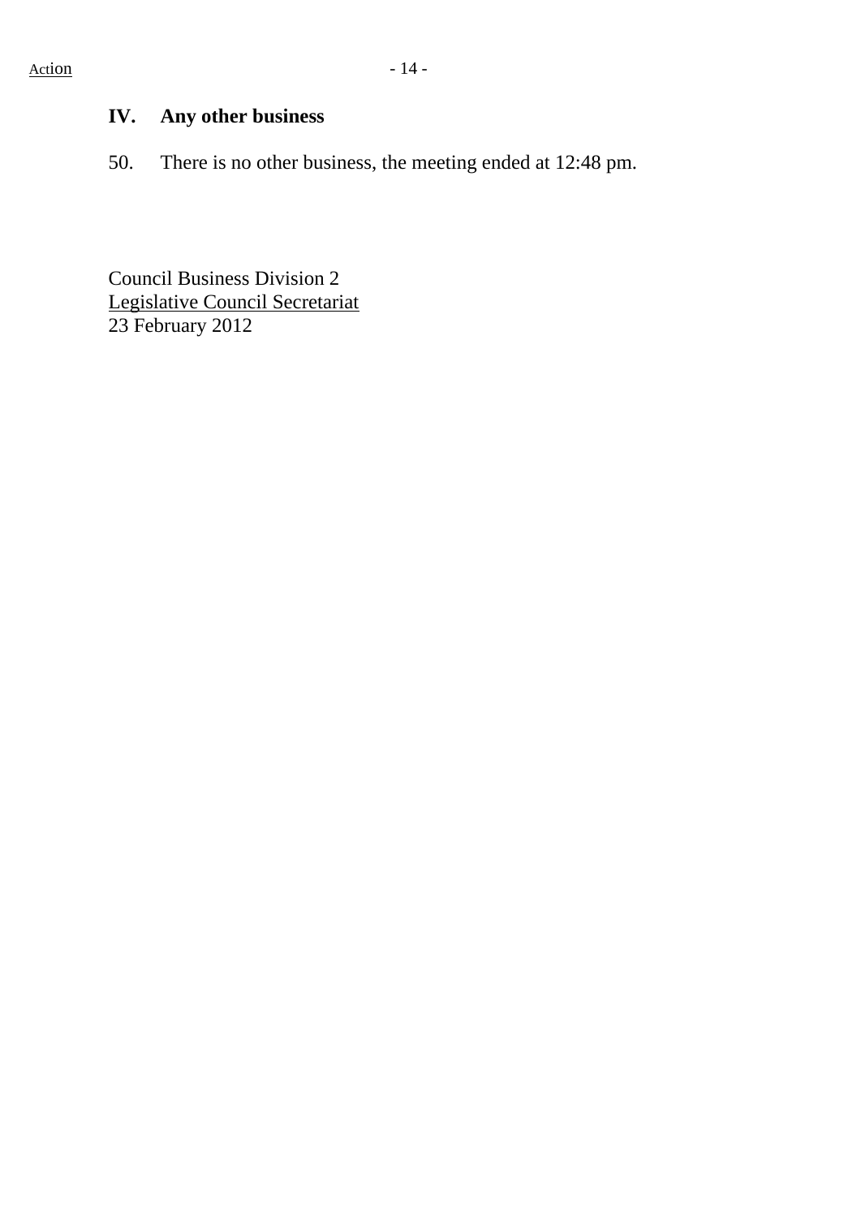## IV. Any other business

50. There is no other business, the meeting ended at 12:48 pm.

Council Business Division 2
Legislative Council Secretariat
23 February 2012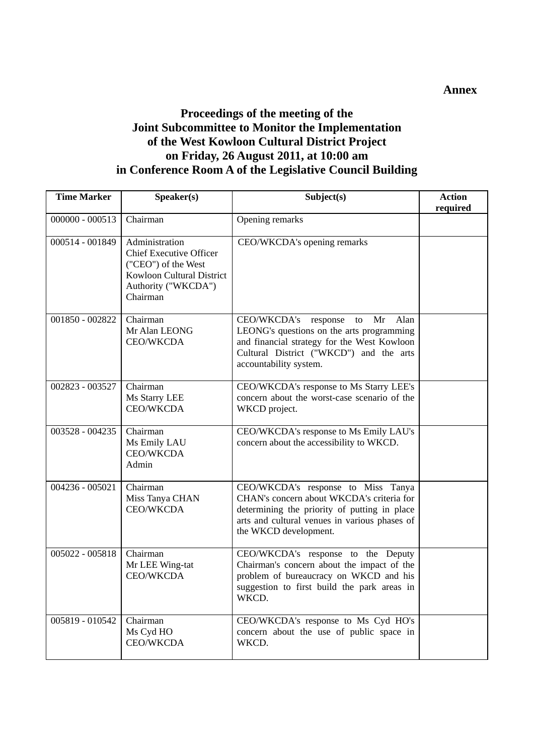**Annex**

# Proceedings of the meeting of the Joint Subcommittee to Monitor the Implementation of the West Kowloon Cultural District Project on Friday, 26 August 2011, at 10:00 am in Conference Room A of the Legislative Council Building

| Time Marker | Speaker(s) | Subject(s) | Action required |
|---|---|---|---|
| 000000 - 000513 | Chairman | Opening remarks | |
| 000514 - 001849 | Administration<br>Chief Executive Officer ("CEO") of the West Kowloon Cultural District Authority ("WKCDA")<br>Chairman | CEO/WKCDA's opening remarks | |
| 001850 - 002822 | Chairman<br>Mr Alan LEONG<br>CEO/WKCDA | CEO/WKCDA's response to Mr Alan LEONG's questions on the arts programming and financial strategy for the West Kowloon Cultural District ("WKCD") and the arts accountability system. | |
| 002823 - 003527 | Chairman<br>Ms Starry LEE<br>CEO/WKCDA | CEO/WKCDA's response to Ms Starry LEE's concern about the worst-case scenario of the WKCD project. | |
| 003528 - 004235 | Chairman<br>Ms Emily LAU<br>CEO/WKCDA<br>Admin | CEO/WKCDA's response to Ms Emily LAU's concern about the accessibility to WKCD. | |
| 004236 - 005021 | Chairman<br>Miss Tanya CHAN<br>CEO/WKCDA | CEO/WKCDA's response to Miss Tanya CHAN's concern about WKCDA's criteria for determining the priority of putting in place arts and cultural venues in various phases of the WKCD development. | |
| 005022 - 005818 | Chairman<br>Mr LEE Wing-tat<br>CEO/WKCDA | CEO/WKCDA's response to the Deputy Chairman's concern about the impact of the problem of bureaucracy on WKCD and his suggestion to first build the park areas in WKCD. | |
| 005819 - 010542 | Chairman<br>Ms Cyd HO<br>CEO/WKCDA | CEO/WKCDA's response to Ms Cyd HO's concern about the use of public space in WKCD. | |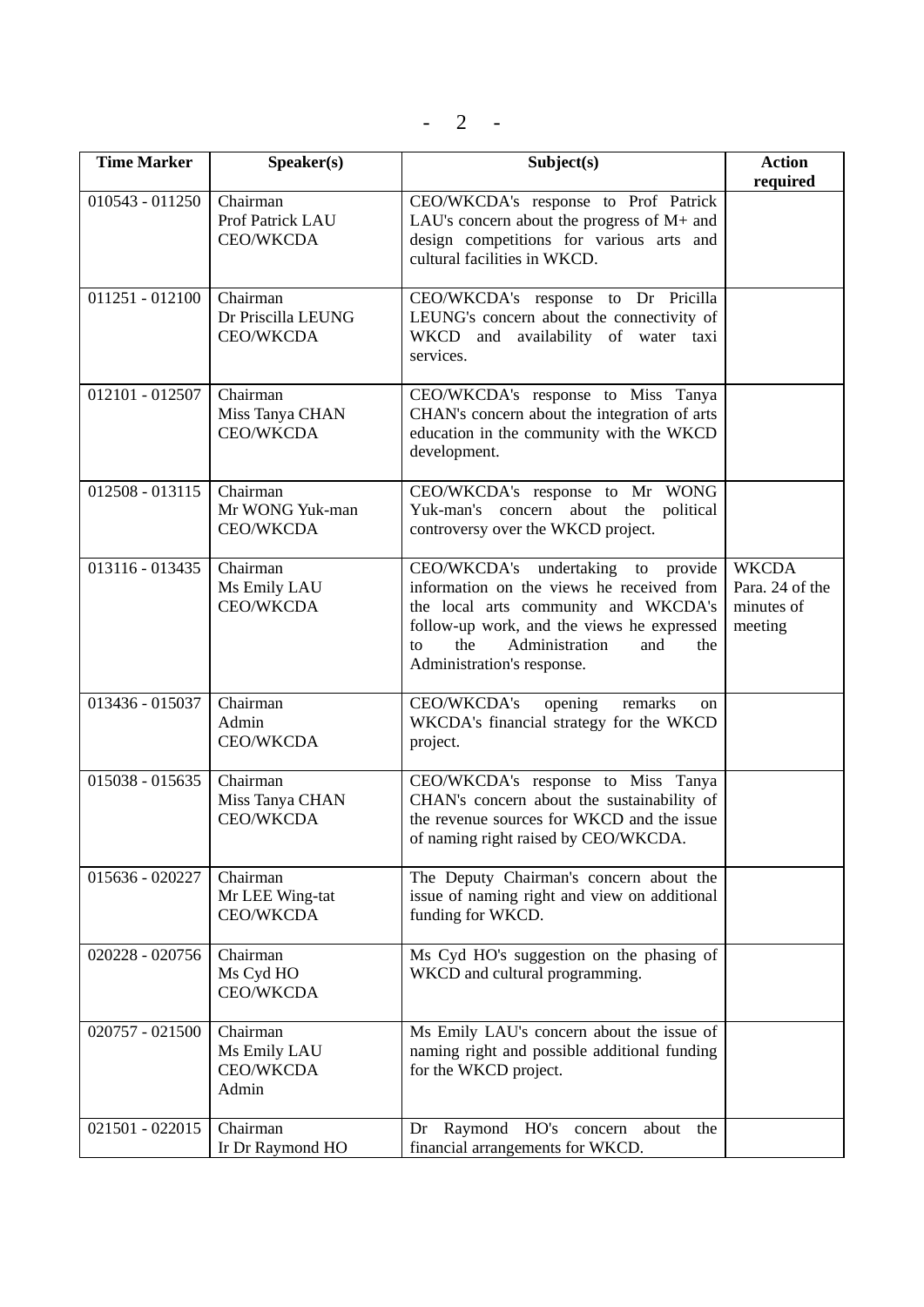| Time Marker | Speaker(s) | Subject(s) | Action required |
|---|---|---|---|
| 010543 - 011250 | Chairman<br>Prof Patrick LAU<br>CEO/WKCDA | CEO/WKCDA's response to Prof Patrick LAU's concern about the progress of M+ and design competitions for various arts and cultural facilities in WKCD. | |
| 011251 - 012100 | Chairman<br>Dr Priscilla LEUNG<br>CEO/WKCDA | CEO/WKCDA's response to Dr Pricilla LEUNG's concern about the connectivity of WKCD and availability of water taxi services. | |
| 012101 - 012507 | Chairman<br>Miss Tanya CHAN<br>CEO/WKCDA | CEO/WKCDA's response to Miss Tanya CHAN's concern about the integration of arts education in the community with the WKCD development. | |
| 012508 - 013115 | Chairman<br>Mr WONG Yuk-man<br>CEO/WKCDA | CEO/WKCDA's response to Mr WONG Yuk-man's concern about the political controversy over the WKCD project. | |
| 013116 - 013435 | Chairman<br>Ms Emily LAU<br>CEO/WKCDA | CEO/WKCDA's undertaking to provide information on the views he received from the local arts community and WKCDA's follow-up work, and the views he expressed to the Administration and the Administration's response. | WKCDA<br>Para. 24 of the minutes of meeting |
| 013436 - 015037 | Chairman<br>Admin<br>CEO/WKCDA | CEO/WKCDA's opening remarks on WKCDA's financial strategy for the WKCD project. | |
| 015038 - 015635 | Chairman<br>Miss Tanya CHAN<br>CEO/WKCDA | CEO/WKCDA's response to Miss Tanya CHAN's concern about the sustainability of the revenue sources for WKCD and the issue of naming right raised by CEO/WKCDA. | |
| 015636 - 020227 | Chairman<br>Mr LEE Wing-tat<br>CEO/WKCDA | The Deputy Chairman's concern about the issue of naming right and view on additional funding for WKCD. | |
| 020228 - 020756 | Chairman<br>Ms Cyd HO<br>CEO/WKCDA | Ms Cyd HO's suggestion on the phasing of WKCD and cultural programming. | |
| 020757 - 021500 | Chairman<br>Ms Emily LAU<br>CEO/WKCDA<br>Admin | Ms Emily LAU's concern about the issue of naming right and possible additional funding for the WKCD project. | |
| 021501 - 022015 | Chairman<br>Ir Dr Raymond HO | Dr Raymond HO's concern about the financial arrangements for WKCD. | |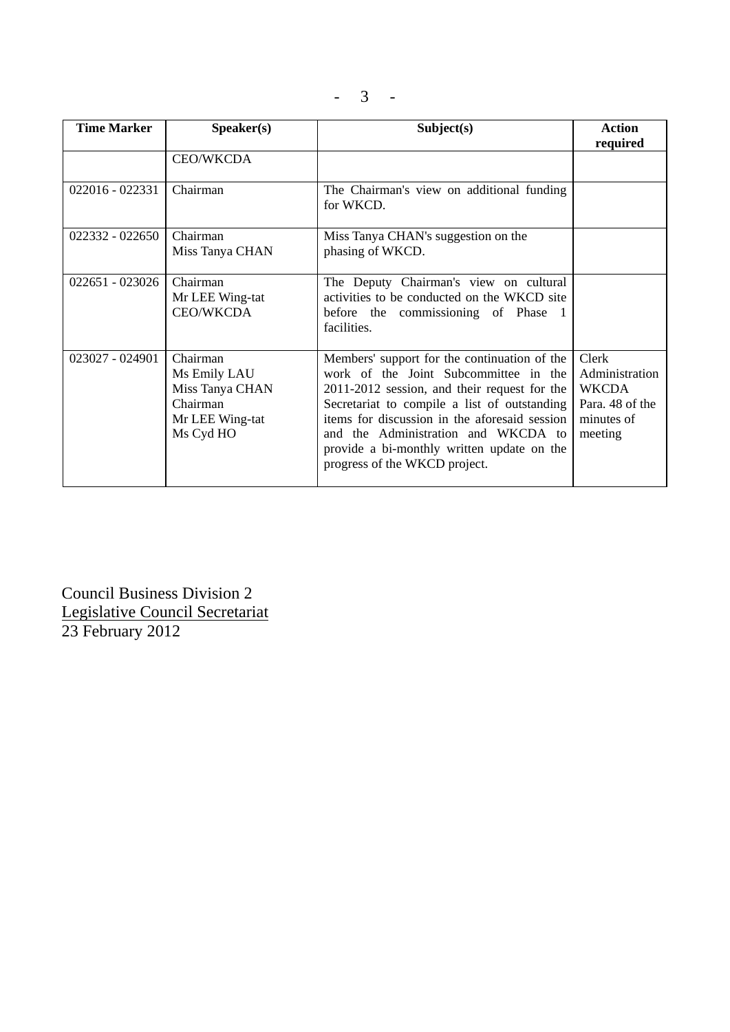| Time Marker | Speaker(s) | Subject(s) | Action required |
|---|---|---|---|
| | CEO/WKCDA | | |
| 022016 - 022331 | Chairman | The Chairman's view on additional funding for WKCD. | |
| 022332 - 022650 | Chairman<br>Miss Tanya CHAN | Miss Tanya CHAN's suggestion on the phasing of WKCD. | |
| 022651 - 023026 | Chairman<br>Mr LEE Wing-tat<br>CEO/WKCDA | The Deputy Chairman's view on cultural activities to be conducted on the WKCD site before the commissioning of Phase 1 facilities. | |
| 023027 - 024901 | Chairman<br>Ms Emily LAU<br>Miss Tanya CHAN<br>Chairman<br>Mr LEE Wing-tat<br>Ms Cyd HO | Members' support for the continuation of the work of the Joint Subcommittee in the 2011-2012 session, and their request for the Secretariat to compile a list of outstanding items for discussion in the aforesaid session and the Administration and WKCDA to provide a bi-monthly written update on the progress of the WKCD project. | Clerk<br>Administration<br>WKCDA<br>Para. 48 of the minutes of meeting |

Council Business Division 2
Legislative Council Secretariat
23 February 2012